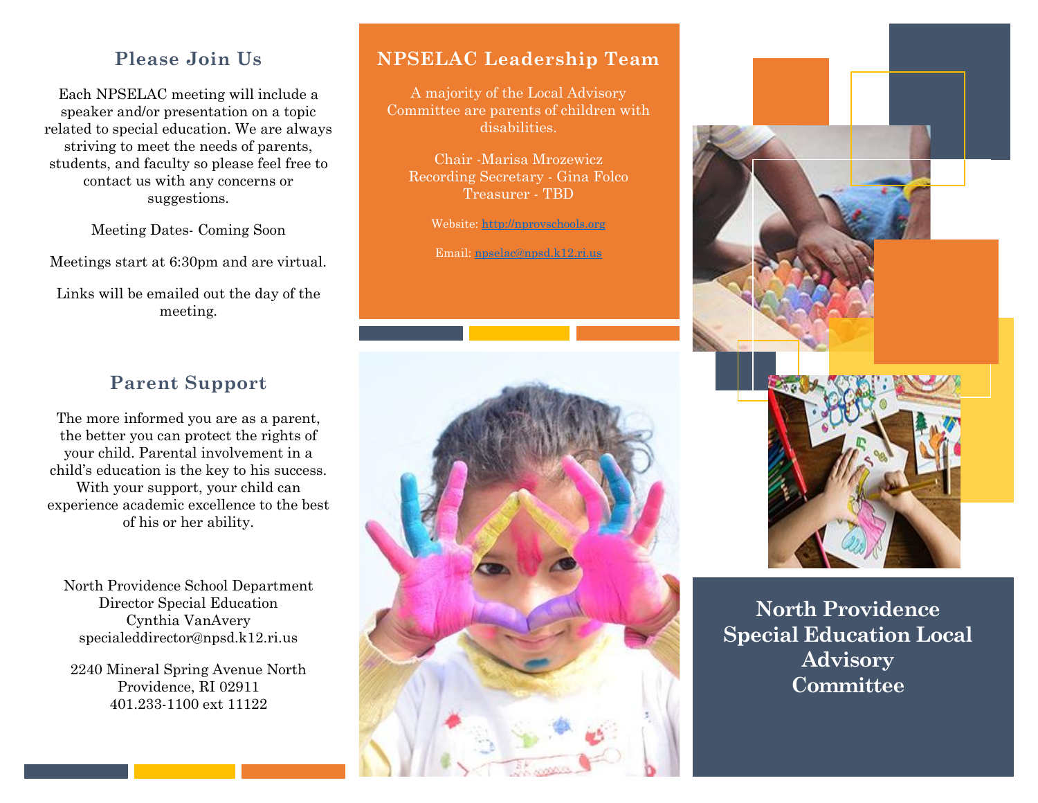## Please Join Us

Each NPSELAC meeting will include a speaker and/or presentation on a topic related to special education. We are always striving to meet the needs of parents, students, and faculty so please feel free to contact us with any concerns or suggestions.

Meeting Dates- Coming Soon

Meetings start at 6:30pm and are virtual.

Links will be emailed out the day of the meeting.

## Parent Support

The more informed you are as a parent, the better you can protect the rights of your child. Parental involvement in a child's education is the key to his success. With your support, your child can experience academic excellence to the best of his or her ability.

North Providence School Department
Director Special Education
Cynthia VanAvery
specialeddirector@npsd.k12.ri.us

2240 Mineral Spring Avenue North Providence, RI 02911
401.233-1100 ext 11122

## NPSELAC Leadership Team

A majority of the Local Advisory Committee are parents of children with disabilities.

Chair -Marisa Mrozewicz
Recording Secretary - Gina Folco
Treasurer - TBD

Website: http://nprovschools.org

Email: npselac@npsd.k12.ri.us

# North Providence Special Education Local Advisory Committee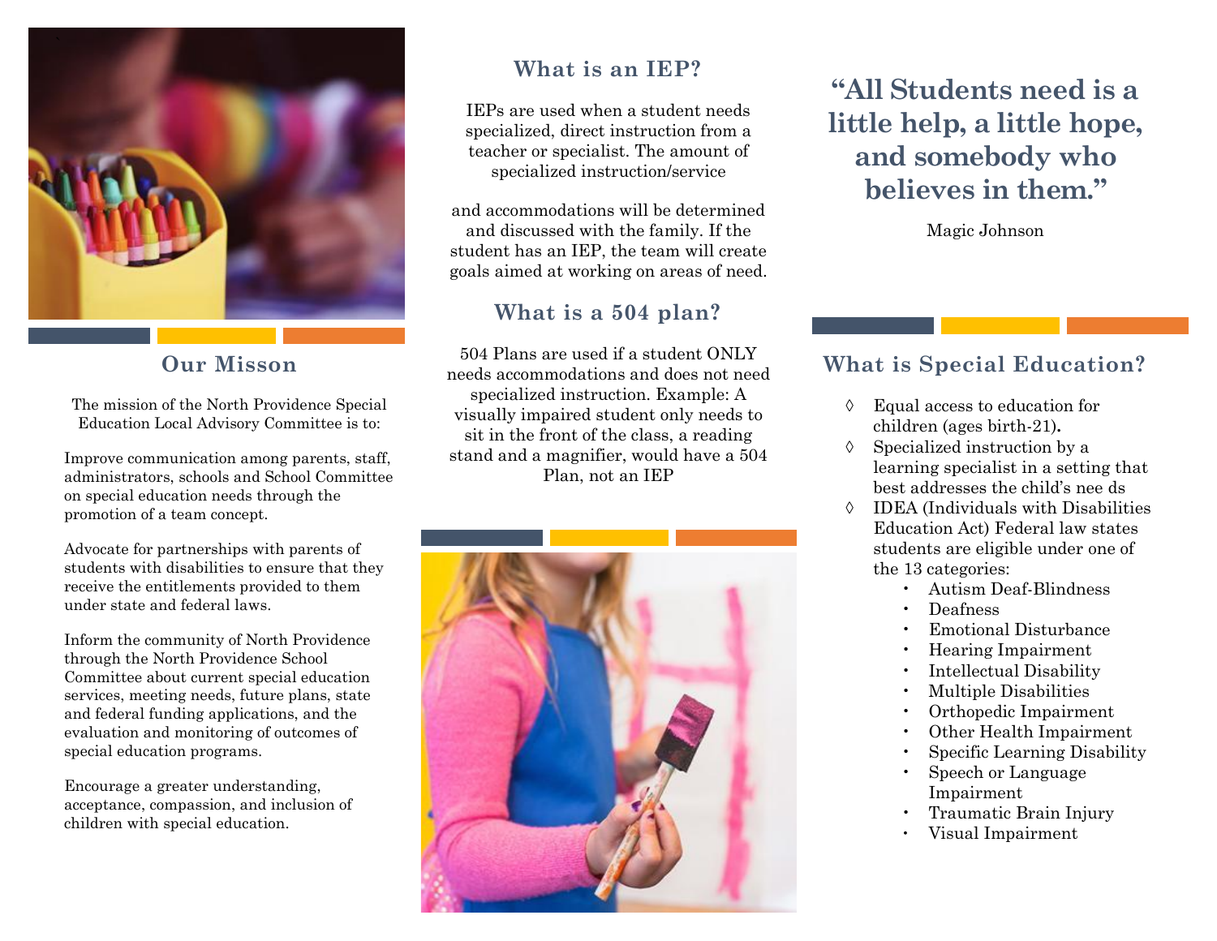## Our Misson

The mission of the North Providence Special Education Local Advisory Committee is to:

Improve communication among parents, staff, administrators, schools and School Committee on special education needs through the promotion of a team concept.

Advocate for partnerships with parents of students with disabilities to ensure that they receive the entitlements provided to them under state and federal laws.

Inform the community of North Providence through the North Providence School Committee about current special education services, meeting needs, future plans, state and federal funding applications, and the evaluation and monitoring of outcomes of special education programs.

Encourage a greater understanding, acceptance, compassion, and inclusion of children with special education.

## What is an IEP?

IEPs are used when a student needs specialized, direct instruction from a teacher or specialist. The amount of specialized instruction/service

and accommodations will be determined and discussed with the family. If the student has an IEP, the team will create goals aimed at working on areas of need.

## What is a 504 plan?

504 Plans are used if a student ONLY needs accommodations and does not need specialized instruction. Example: A visually impaired student only needs to sit in the front of the class, a reading stand and a magnifier, would have a 504 Plan, not an IEP

## "All Students need is a little help, a little hope, and somebody who believes in them."

Magic Johnson

## What is Special Education?

- Equal access to education for children (ages birth-21**).**
- Specialized instruction by a learning specialist in a setting that best addresses the child's nee ds
- IDEA (Individuals with Disabilities Education Act) Federal law states students are eligible under one of the 13 categories:
  - Autism Deaf-Blindness
  - Deafness
  - Emotional Disturbance
  - Hearing Impairment
  - Intellectual Disability
  - Multiple Disabilities
  - Orthopedic Impairment
  - Other Health Impairment
  - Specific Learning Disability
  - Speech or Language Impairment
  - Traumatic Brain Injury
  - Visual Impairment